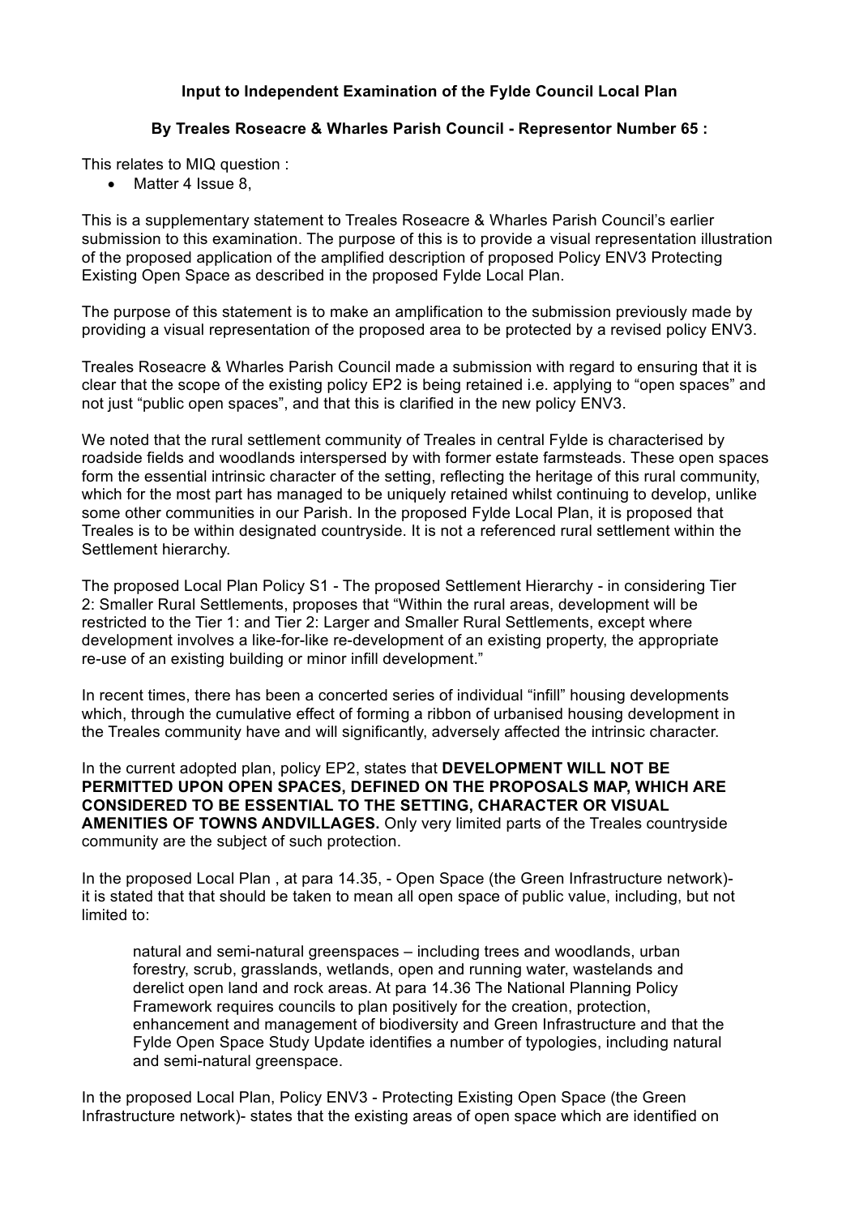**Input to Independent Examination of the Fylde Council Local Plan**

**By Treales Roseacre & Wharles Parish Council - Representor Number 65 :**

This relates to MIQ question :

- Matter 4 Issue 8,

This is a supplementary statement to Treales Roseacre & Wharles Parish Council's earlier submission to this examination. The purpose of this is to provide a visual representation illustration of the proposed application of the amplified description of proposed Policy ENV3 Protecting Existing Open Space as described in the proposed Fylde Local Plan.

The purpose of this statement is to make an amplification to the submission previously made by providing a visual representation of the proposed area to be protected by a revised policy ENV3.

Treales Roseacre & Wharles Parish Council made a submission with regard to ensuring that it is clear that the scope of the existing policy EP2 is being retained i.e. applying to "open spaces" and not just "public open spaces", and that this is clarified in the new policy ENV3.

We noted that the rural settlement community of Treales in central Fylde is characterised by roadside fields and woodlands interspersed by with former estate farmsteads. These open spaces form the essential intrinsic character of the setting, reflecting the heritage of this rural community, which for the most part has managed to be uniquely retained whilst continuing to develop, unlike some other communities in our Parish. In the proposed Fylde Local Plan, it is proposed that Treales is to be within designated countryside. It is not a referenced rural settlement within the Settlement hierarchy.

The proposed Local Plan Policy S1 - The proposed Settlement Hierarchy - in considering Tier 2: Smaller Rural Settlements, proposes that "Within the rural areas, development will be restricted to the Tier 1: and Tier 2: Larger and Smaller Rural Settlements, except where development involves a like-for-like re-development of an existing property, the appropriate re-use of an existing building or minor infill development."

In recent times, there has been a concerted series of individual "infill" housing developments which, through the cumulative effect of forming a ribbon of urbanised housing development in the Treales community have and will significantly, adversely affected the intrinsic character.

In the current adopted plan, policy EP2, states that **DEVELOPMENT WILL NOT BE PERMITTED UPON OPEN SPACES, DEFINED ON THE PROPOSALS MAP, WHICH ARE CONSIDERED TO BE ESSENTIAL TO THE SETTING, CHARACTER OR VISUAL AMENITIES OF TOWNS ANDVILLAGES.** Only very limited parts of the Treales countryside community are the subject of such protection.

In the proposed Local Plan , at para 14.35, - Open Space (the Green Infrastructure network)- it is stated that that should be taken to mean all open space of public value, including, but not limited to:

> natural and semi-natural greenspaces – including trees and woodlands, urban forestry, scrub, grasslands, wetlands, open and running water, wastelands and derelict open land and rock areas. At para 14.36 The National Planning Policy Framework requires councils to plan positively for the creation, protection, enhancement and management of biodiversity and Green Infrastructure and that the Fylde Open Space Study Update identifies a number of typologies, including natural and semi-natural greenspace.

In the proposed Local Plan, Policy ENV3 - Protecting Existing Open Space (the Green Infrastructure network)- states that the existing areas of open space which are identified on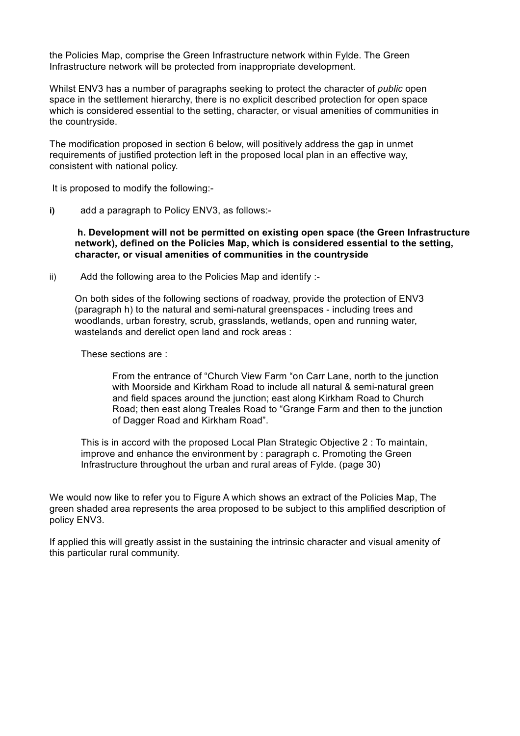the Policies Map, comprise the Green Infrastructure network within Fylde. The Green Infrastructure network will be protected from inappropriate development.

Whilst ENV3 has a number of paragraphs seeking to protect the character of *public* open space in the settlement hierarchy, there is no explicit described protection for open space which is considered essential to the setting, character, or visual amenities of communities in the countryside.

The modification proposed in section 6 below, will positively address the gap in unmet requirements of justified protection left in the proposed local plan in an effective way, consistent with national policy.

It is proposed to modify the following:-

**i)** add a paragraph to Policy ENV3, as follows:-

> **h. Development will not be permitted on existing open space (the Green Infrastructure network), defined on the Policies Map, which is considered essential to the setting, character, or visual amenities of communities in the countryside**

ii) Add the following area to the Policies Map and identify :-

On both sides of the following sections of roadway, provide the protection of ENV3 (paragraph h) to the natural and semi-natural greenspaces - including trees and woodlands, urban forestry, scrub, grasslands, wetlands, open and running water, wastelands and derelict open land and rock areas :

These sections are :

> From the entrance of "Church View Farm "on Carr Lane, north to the junction with Moorside and Kirkham Road to include all natural & semi-natural green and field spaces around the junction; east along Kirkham Road to Church Road; then east along Treales Road to "Grange Farm and then to the junction of Dagger Road and Kirkham Road".

This is in accord with the proposed Local Plan Strategic Objective 2 : To maintain, improve and enhance the environment by : paragraph c. Promoting the Green Infrastructure throughout the urban and rural areas of Fylde. (page 30)

We would now like to refer you to Figure A which shows an extract of the Policies Map, The green shaded area represents the area proposed to be subject to this amplified description of policy ENV3.

If applied this will greatly assist in the sustaining the intrinsic character and visual amenity of this particular rural community.